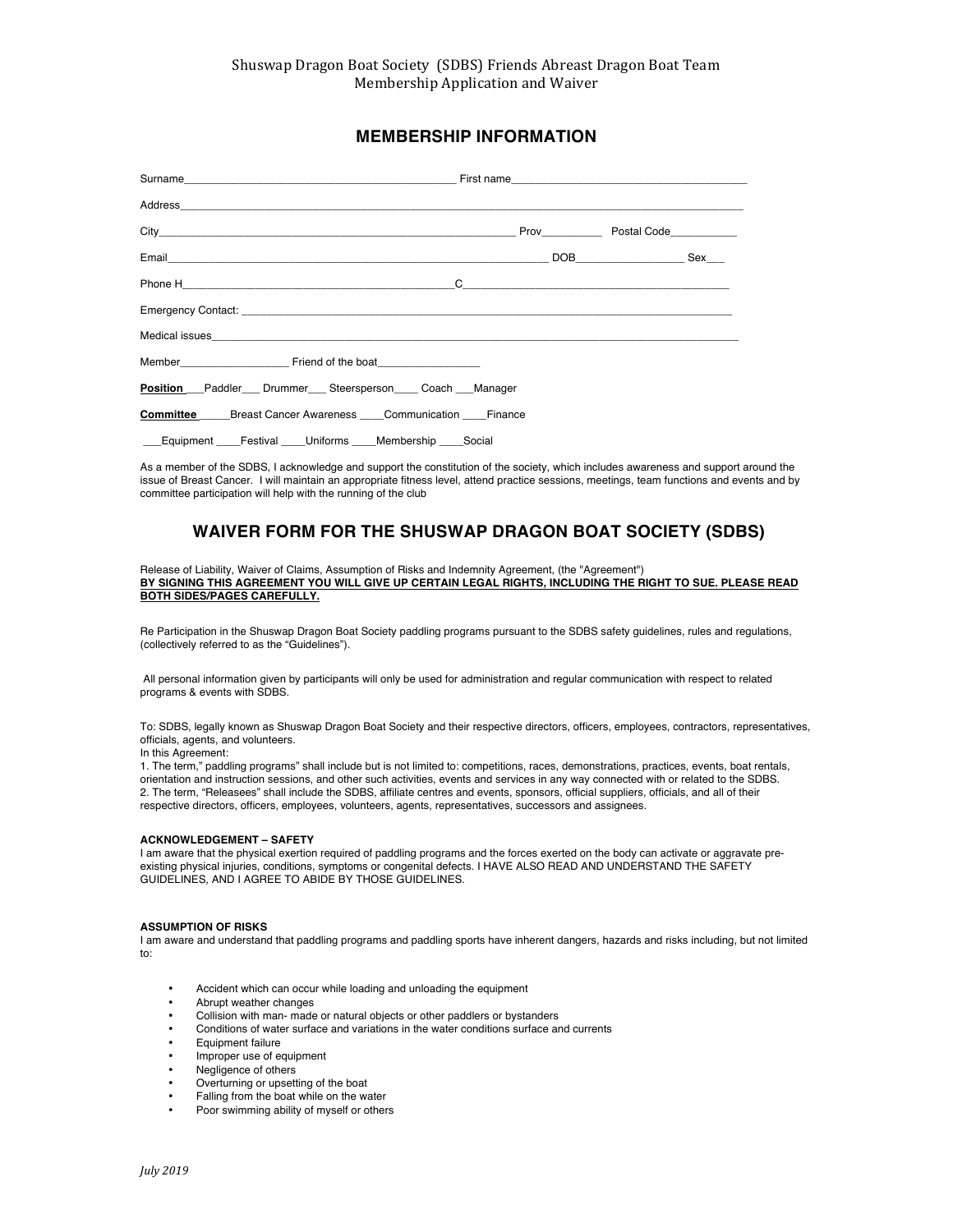Shuswap Dragon Boat Society (SDBS) Friends Abreast Dragon Boat Team
Membership Application and Waiver

## MEMBERSHIP INFORMATION

Surname_____________________________________________ First name_______________________________________

Address___________________________________________________________________________________________

City_________________________________________________________ Prov_________ Postal Code___________

Email______________________________________________________________ DOB_________________ Sex___

Phone H____________________________________________C__________________________________________

Emergency Contact: _________________________________________________________________________________

Medical issues______________________________________________________________________________________

Member_________________ Friend of the boat________________

**Position** ___Paddler___ Drummer___ Steersperson____ Coach ___Manager

**Committee** _____Breast Cancer Awareness ____Communication ____Finance

___Equipment ____Festival ____Uniforms ____Membership ____Social

As a member of the SDBS, I acknowledge and support the constitution of the society, which includes awareness and support around the issue of Breast Cancer. I will maintain an appropriate fitness level, attend practice sessions, meetings, team functions and events and by committee participation will help with the running of the club

## WAIVER FORM FOR THE SHUSWAP DRAGON BOAT SOCIETY (SDBS)

Release of Liability, Waiver of Claims, Assumption of Risks and Indemnity Agreement, (the "Agreement")
**BY SIGNING THIS AGREEMENT YOU WILL GIVE UP CERTAIN LEGAL RIGHTS, INCLUDING THE RIGHT TO SUE. PLEASE READ BOTH SIDES/PAGES CAREFULLY.**

Re Participation in the Shuswap Dragon Boat Society paddling programs pursuant to the SDBS safety guidelines, rules and regulations, (collectively referred to as the "Guidelines").

All personal information given by participants will only be used for administration and regular communication with respect to related programs & events with SDBS.

To: SDBS, legally known as Shuswap Dragon Boat Society and their respective directors, officers, employees, contractors, representatives, officials, agents, and volunteers.
In this Agreement:
1. The term," paddling programs" shall include but is not limited to: competitions, races, demonstrations, practices, events, boat rentals, orientation and instruction sessions, and other such activities, events and services in any way connected with or related to the SDBS.
2. The term, "Releasees" shall include the SDBS, affiliate centres and events, sponsors, official suppliers, officials, and all of their respective directors, officers, employees, volunteers, agents, representatives, successors and assignees.

**ACKNOWLEDGEMENT – SAFETY**
I am aware that the physical exertion required of paddling programs and the forces exerted on the body can activate or aggravate pre-existing physical injuries, conditions, symptoms or congenital defects. I HAVE ALSO READ AND UNDERSTAND THE SAFETY GUIDELINES, AND I AGREE TO ABIDE BY THOSE GUIDELINES.

**ASSUMPTION OF RISKS**
I am aware and understand that paddling programs and paddling sports have inherent dangers, hazards and risks including, but not limited to:

- Accident which can occur while loading and unloading the equipment
- Abrupt weather changes
- Collision with man- made or natural objects or other paddlers or bystanders
- Conditions of water surface and variations in the water conditions surface and currents
- Equipment failure
- Improper use of equipment
- Negligence of others
- Overturning or upsetting of the boat
- Falling from the boat while on the water
- Poor swimming ability of myself or others

*July 2019*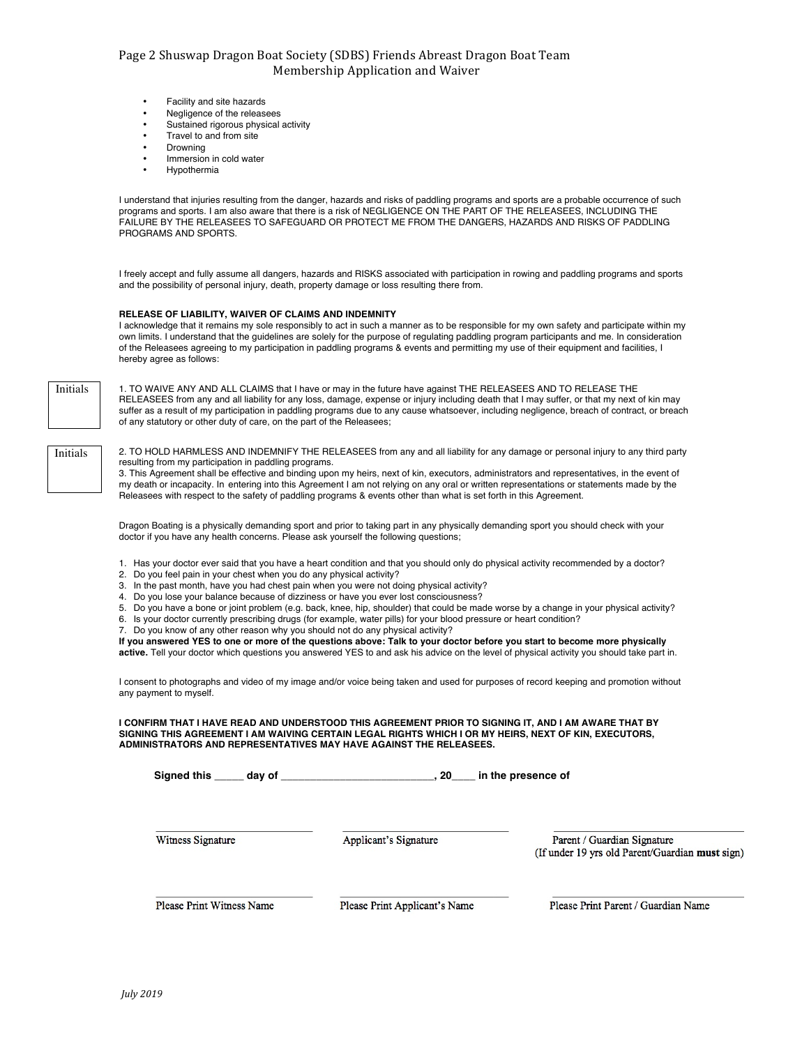- Facility and site hazards
- Negligence of the releasees
- Sustained rigorous physical activity
- Travel to and from site
- Drowning
- Immersion in cold water
- Hypothermia

I understand that injuries resulting from the danger, hazards and risks of paddling programs and sports are a probable occurrence of such programs and sports. I am also aware that there is a risk of NEGLIGENCE ON THE PART OF THE RELEASEES, INCLUDING THE FAILURE BY THE RELEASEES TO SAFEGUARD OR PROTECT ME FROM THE DANGERS, HAZARDS AND RISKS OF PADDLING PROGRAMS AND SPORTS.

I freely accept and fully assume all dangers, hazards and RISKS associated with participation in rowing and paddling programs and sports and the possibility of personal injury, death, property damage or loss resulting there from.

**RELEASE OF LIABILITY, WAIVER OF CLAIMS AND INDEMNITY**

I acknowledge that it remains my sole responsibly to act in such a manner as to be responsible for my own safety and participate within my own limits. I understand that the guidelines are solely for the purpose of regulating paddling program participants and me. In consideration of the Releasees agreeing to my participation in paddling programs & events and permitting my use of their equipment and facilities, I hereby agree as follows:

Initials

1. TO WAIVE ANY AND ALL CLAIMS that I have or may in the future have against THE RELEASEES AND TO RELEASE THE RELEASEES from any and all liability for any loss, damage, expense or injury including death that I may suffer, or that my next of kin may suffer as a result of my participation in paddling programs due to any cause whatsoever, including negligence, breach of contract, or breach of any statutory or other duty of care, on the part of the Releasees;

Initials

2. TO HOLD HARMLESS AND INDEMNIFY THE RELEASEES from any and all liability for any damage or personal injury to any third party resulting from my participation in paddling programs.
3. This Agreement shall be effective and binding upon my heirs, next of kin, executors, administrators and representatives, in the event of my death or incapacity. In entering into this Agreement I am not relying on any oral or written representations or statements made by the Releasees with respect to the safety of paddling programs & events other than what is set forth in this Agreement.

Dragon Boating is a physically demanding sport and prior to taking part in any physically demanding sport you should check with your doctor if you have any health concerns. Please ask yourself the following questions;

1. Has your doctor ever said that you have a heart condition and that you should only do physical activity recommended by a doctor?
2. Do you feel pain in your chest when you do any physical activity?
3. In the past month, have you had chest pain when you were not doing physical activity?
4. Do you lose your balance because of dizziness or have you ever lost consciousness?
5. Do you have a bone or joint problem (e.g. back, knee, hip, shoulder) that could be made worse by a change in your physical activity?
6. Is your doctor currently prescribing drugs (for example, water pills) for your blood pressure or heart condition?
7. Do you know of any other reason why you should not do any physical activity?

**If you answered YES to one or more of the questions above: Talk to your doctor before you start to become more physically active.** Tell your doctor which questions you answered YES to and ask his advice on the level of physical activity you should take part in.

I consent to photographs and video of my image and/or voice being taken and used for purposes of record keeping and promotion without any payment to myself.

**I CONFIRM THAT I HAVE READ AND UNDERSTOOD THIS AGREEMENT PRIOR TO SIGNING IT, AND I AM AWARE THAT BY SIGNING THIS AGREEMENT I AM WAIVING CERTAIN LEGAL RIGHTS WHICH I OR MY HEIRS, NEXT OF KIN, EXECUTORS, ADMINISTRATORS AND REPRESENTATIVES MAY HAVE AGAINST THE RELEASEES.**

**Signed this _____ day of ___________________________, 20____ in the presence of**

| | | |
|---|---|---|
| Witness Signature | Applicant's Signature | Parent / Guardian Signature (If under 19 yrs old Parent/Guardian **must** sign) |
| Please Print Witness Name | Please Print Applicant's Name | Please Print Parent / Guardian Name |

*July 2019*